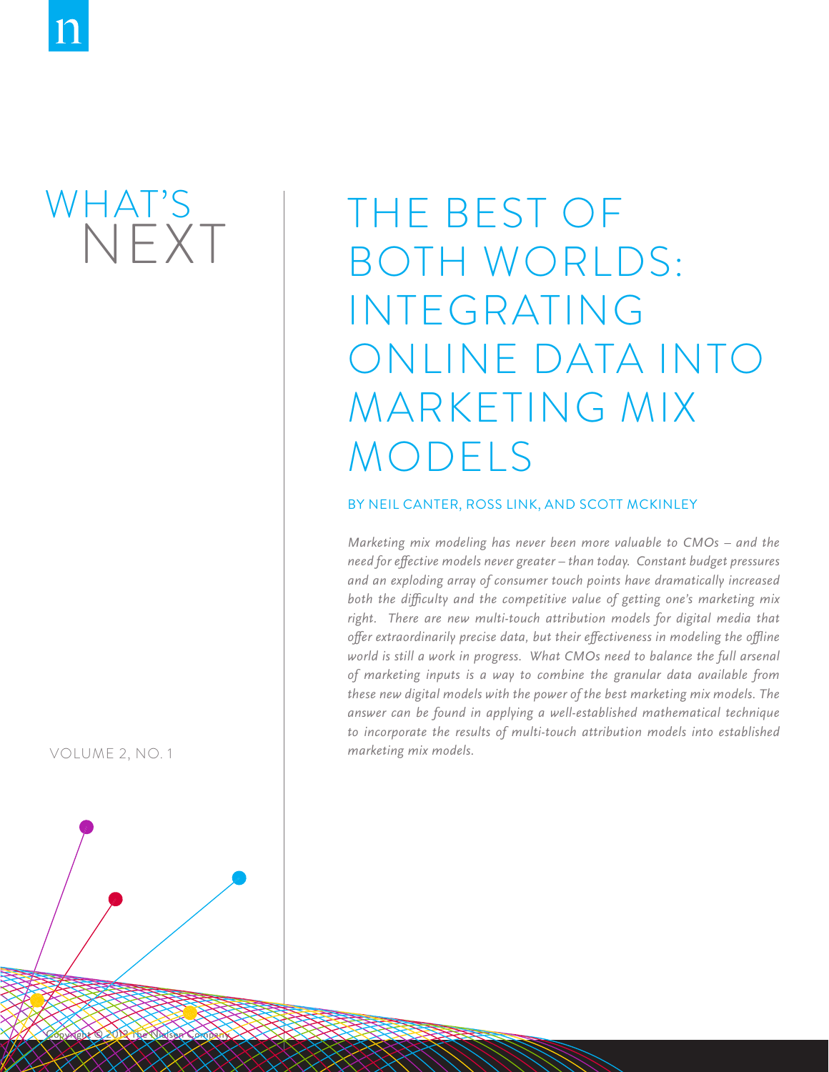WHAT'S NEXT

# THE BEST OF BOTH WORLDS: INTEGRATING ONLINE DATA INTO MARKETING MIX MODELS

BY NEIL CANTER, ROSS LINK, AND SCOTT MCKINLEY

*Marketing mix modeling has never been more valuable to CMOs – and the need for effective models never greater – than today. Constant budget pressures and an exploding array of consumer touch points have dramatically increased both the difficulty and the competitive value of getting one's marketing mix right. There are new multi-touch attribution models for digital media that offer extraordinarily precise data, but their effectiveness in modeling the offline world is still a work in progress. What CMOs need to balance the full arsenal of marketing inputs is a way to combine the granular data available from these new digital models with the power of the best marketing mix models. The answer can be found in applying a well-established mathematical technique to incorporate the results of multi-touch attribution models into established marketing mix models.*

VOLUME 2, NO. 1

Copyright © 2013 The Nielsen Company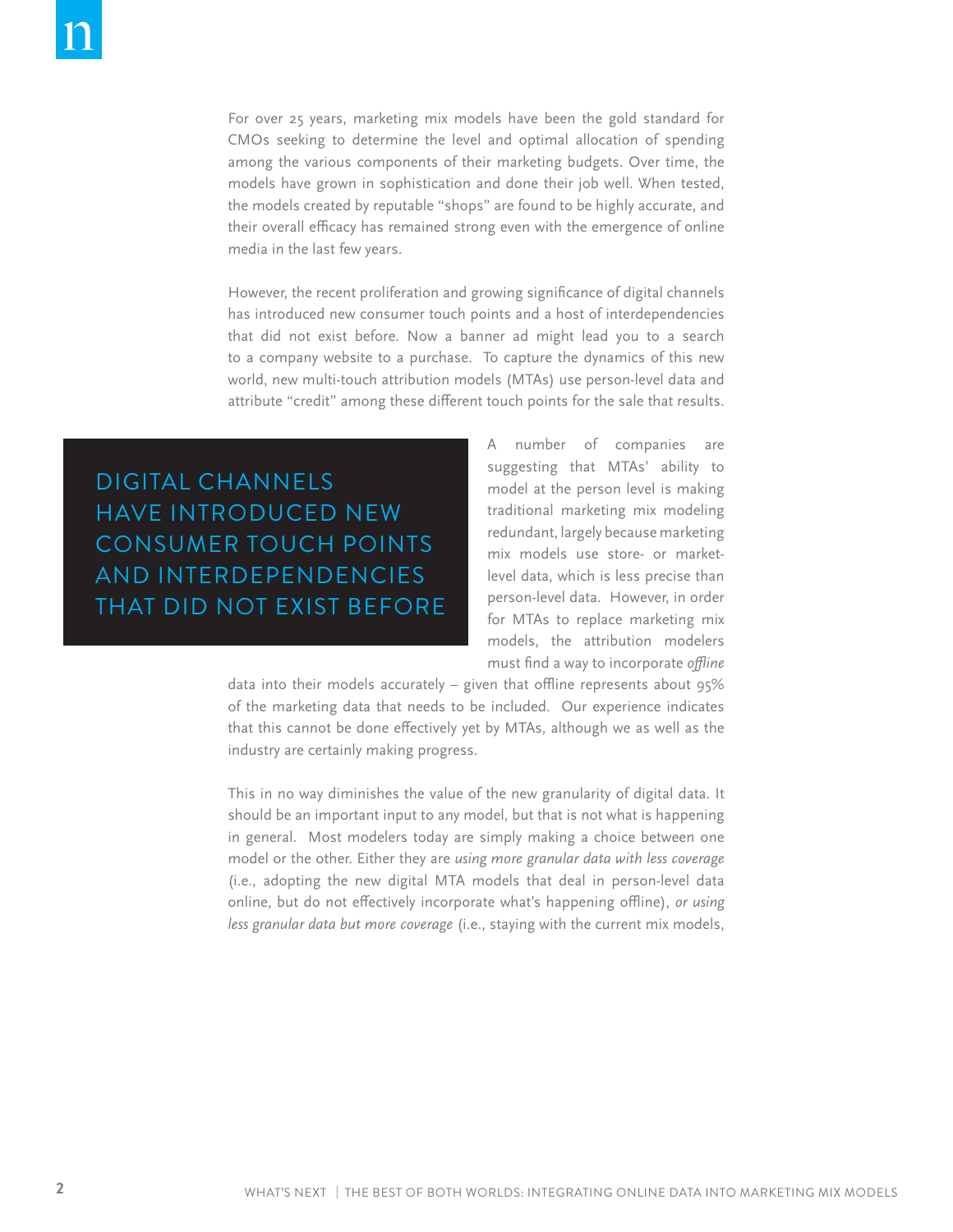For over 25 years, marketing mix models have been the gold standard for CMOs seeking to determine the level and optimal allocation of spending among the various components of their marketing budgets. Over time, the models have grown in sophistication and done their job well. When tested, the models created by reputable "shops" are found to be highly accurate, and their overall efficacy has remained strong even with the emergence of online media in the last few years.

However, the recent proliferation and growing significance of digital channels has introduced new consumer touch points and a host of interdependencies that did not exist before. Now a banner ad might lead you to a search to a company website to a purchase. To capture the dynamics of this new world, new multi-touch attribution models (MTAs) use person-level data and attribute "credit" among these different touch points for the sale that results.

**DIGITAL CHANNELS HAVE INTRODUCED NEW CONSUMER TOUCH POINTS AND INTERDEPENDENCIES THAT DID NOT EXIST BEFORE**

A number of companies are suggesting that MTAs' ability to model at the person level is making traditional marketing mix modeling redundant, largely because marketing mix models use store- or market-level data, which is less precise than person-level data. However, in order for MTAs to replace marketing mix models, the attribution modelers must find a way to incorporate *offline* data into their models accurately – given that offline represents about 95% of the marketing data that needs to be included. Our experience indicates that this cannot be done effectively yet by MTAs, although we as well as the industry are certainly making progress.

This in no way diminishes the value of the new granularity of digital data. It should be an important input to any model, but that is not what is happening in general. Most modelers today are simply making a choice between one model or the other. Either they are *using more granular data with less coverage* (i.e., adopting the new digital MTA models that deal in person-level data online, but do not effectively incorporate what's happening offline), *or using less granular data but more coverage* (i.e., staying with the current mix models,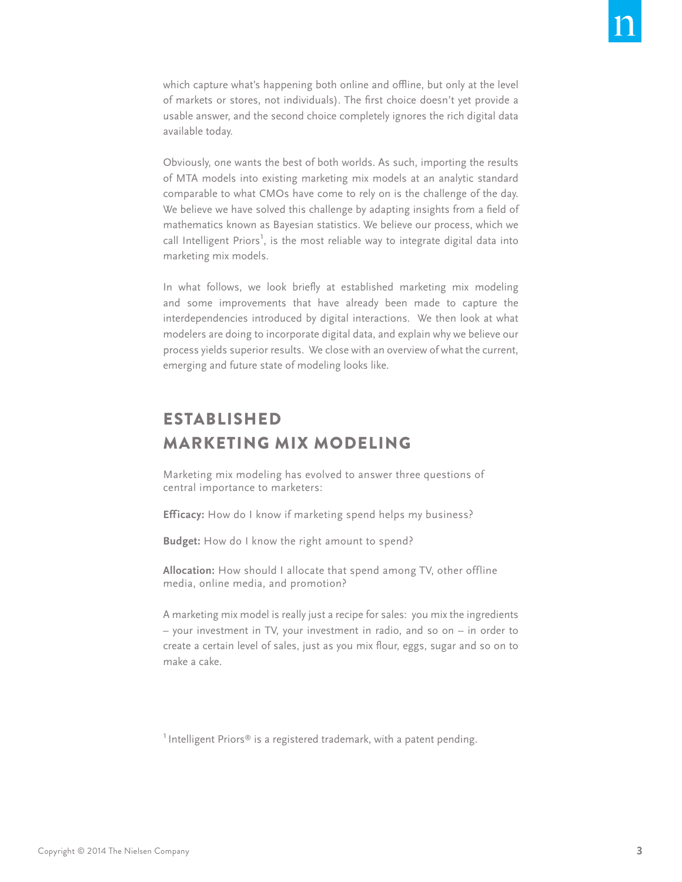which capture what's happening both online and offline, but only at the level of markets or stores, not individuals). The first choice doesn't yet provide a usable answer, and the second choice completely ignores the rich digital data available today.

Obviously, one wants the best of both worlds. As such, importing the results of MTA models into existing marketing mix models at an analytic standard comparable to what CMOs have come to rely on is the challenge of the day. We believe we have solved this challenge by adapting insights from a field of mathematics known as Bayesian statistics. We believe our process, which we call Intelligent Priors[1], is the most reliable way to integrate digital data into marketing mix models.

In what follows, we look briefly at established marketing mix modeling and some improvements that have already been made to capture the interdependencies introduced by digital interactions. We then look at what modelers are doing to incorporate digital data, and explain why we believe our process yields superior results. We close with an overview of what the current, emerging and future state of modeling looks like.

## ESTABLISHED MARKETING MIX MODELING

Marketing mix modeling has evolved to answer three questions of central importance to marketers:

**Efficacy:** How do I know if marketing spend helps my business?

**Budget:** How do I know the right amount to spend?

**Allocation:** How should I allocate that spend among TV, other offline media, online media, and promotion?

A marketing mix model is really just a recipe for sales: you mix the ingredients – your investment in TV, your investment in radio, and so on – in order to create a certain level of sales, just as you mix flour, eggs, sugar and so on to make a cake.

[1] Intelligent Priors® is a registered trademark, with a patent pending.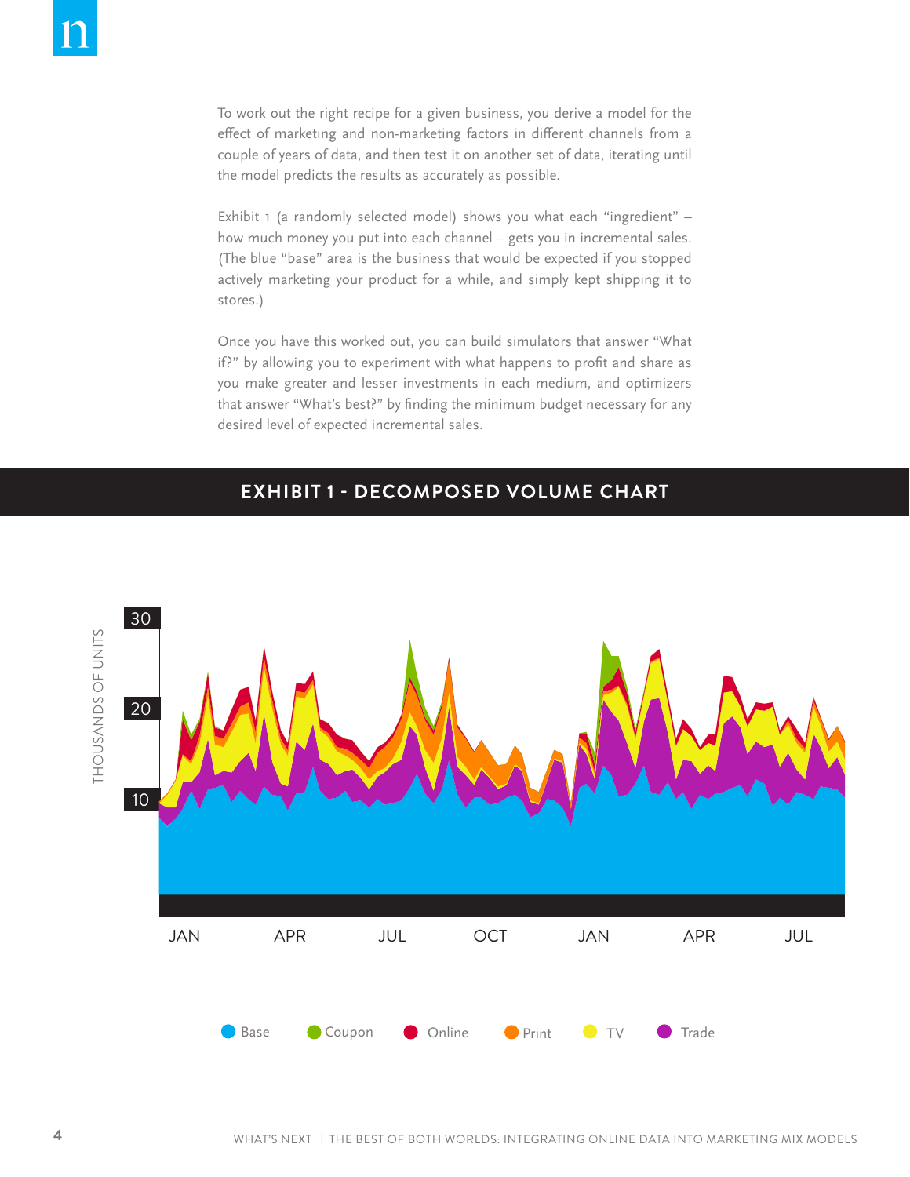To work out the right recipe for a given business, you derive a model for the effect of marketing and non-marketing factors in different channels from a couple of years of data, and then test it on another set of data, iterating until the model predicts the results as accurately as possible.

Exhibit 1 (a randomly selected model) shows you what each "ingredient" – how much money you put into each channel – gets you in incremental sales. (The blue "base" area is the business that would be expected if you stopped actively marketing your product for a while, and simply kept shipping it to stores.)

Once you have this worked out, you can build simulators that answer "What if?" by allowing you to experiment with what happens to profit and share as you make greater and lesser investments in each medium, and optimizers that answer "What's best?" by finding the minimum budget necessary for any desired level of expected incremental sales.

## EXHIBIT 1 - DECOMPOSED VOLUME CHART

THOUSANDS OF UNITS

30

20

10

JAN APR JUL OCT JAN APR JUL

Base Coupon Online Print TV Trade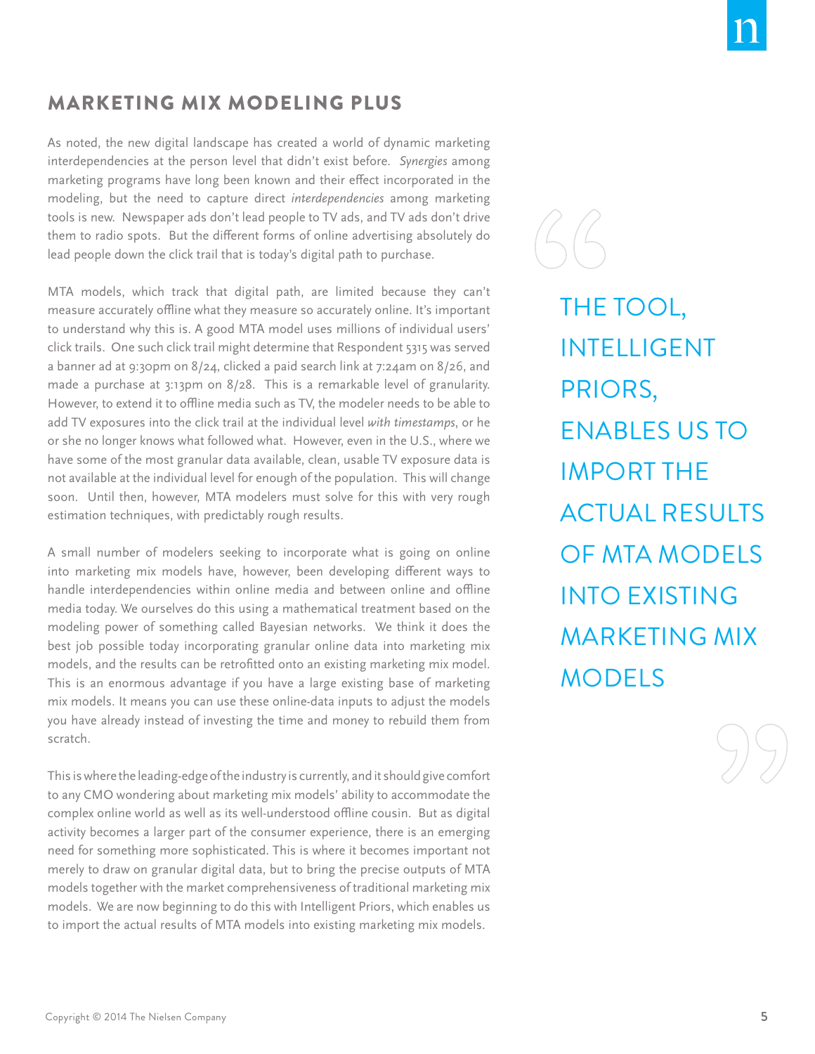## MARKETING MIX MODELING PLUS

As noted, the new digital landscape has created a world of dynamic marketing interdependencies at the person level that didn't exist before. *Synergies* among marketing programs have long been known and their effect incorporated in the modeling, but the need to capture direct *interdependencies* among marketing tools is new. Newspaper ads don't lead people to TV ads, and TV ads don't drive them to radio spots. But the different forms of online advertising absolutely do lead people down the click trail that is today's digital path to purchase.

MTA models, which track that digital path, are limited because they can't measure accurately offline what they measure so accurately online. It's important to understand why this is. A good MTA model uses millions of individual users' click trails. One such click trail might determine that Respondent 5315 was served a banner ad at 9:30pm on 8/24, clicked a paid search link at 7:24am on 8/26, and made a purchase at 3:13pm on 8/28. This is a remarkable level of granularity. However, to extend it to offline media such as TV, the modeler needs to be able to add TV exposures into the click trail at the individual level *with timestamps*, or he or she no longer knows what followed what. However, even in the U.S., where we have some of the most granular data available, clean, usable TV exposure data is not available at the individual level for enough of the population. This will change soon. Until then, however, MTA modelers must solve for this with very rough estimation techniques, with predictably rough results.

A small number of modelers seeking to incorporate what is going on online into marketing mix models have, however, been developing different ways to handle interdependencies within online media and between online and offline media today. We ourselves do this using a mathematical treatment based on the modeling power of something called Bayesian networks. We think it does the best job possible today incorporating granular online data into marketing mix models, and the results can be retrofitted onto an existing marketing mix model. This is an enormous advantage if you have a large existing base of marketing mix models. It means you can use these online-data inputs to adjust the models you have already instead of investing the time and money to rebuild them from scratch.

This is where the leading-edge of the industry is currently, and it should give comfort to any CMO wondering about marketing mix models' ability to accommodate the complex online world as well as its well-understood offline cousin. But as digital activity becomes a larger part of the consumer experience, there is an emerging need for something more sophisticated. This is where it becomes important not merely to draw on granular digital data, but to bring the precise outputs of MTA models together with the market comprehensiveness of traditional marketing mix models. We are now beginning to do this with Intelligent Priors, which enables us to import the actual results of MTA models into existing marketing mix models.

> THE TOOL, INTELLIGENT PRIORS, ENABLES US TO IMPORT THE ACTUAL RESULTS OF MTA MODELS INTO EXISTING MARKETING MIX MODELS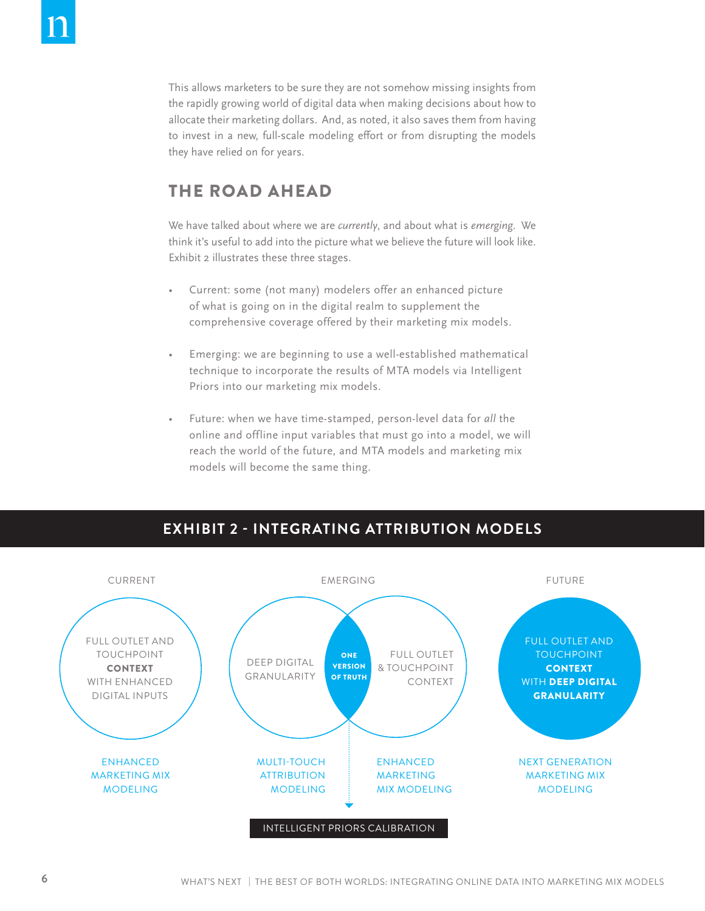This allows marketers to be sure they are not somehow missing insights from the rapidly growing world of digital data when making decisions about how to allocate their marketing dollars. And, as noted, it also saves them from having to invest in a new, full-scale modeling effort or from disrupting the models they have relied on for years.

## THE ROAD AHEAD

We have talked about where we are *currently*, and about what is *emerging*. We think it's useful to add into the picture what we believe the future will look like. Exhibit 2 illustrates these three stages.

- Current: some (not many) modelers offer an enhanced picture of what is going on in the digital realm to supplement the comprehensive coverage offered by their marketing mix models.
- Emerging: we are beginning to use a well-established mathematical technique to incorporate the results of MTA models via Intelligent Priors into our marketing mix models.
- Future: when we have time-stamped, person-level data for *all* the online and offline input variables that must go into a model, we will reach the world of the future, and MTA models and marketing mix models will become the same thing.

## EXHIBIT 2 - INTEGRATING ATTRIBUTION MODELS

CURRENT

FULL OUTLET AND TOUCHPOINT **CONTEXT** WITH ENHANCED DIGITAL INPUTS

ENHANCED MARKETING MIX MODELING

EMERGING

DEEP DIGITAL GRANULARITY

**ONE VERSION OF TRUTH**

FULL OUTLET & TOUCHPOINT CONTEXT

MULTI-TOUCH ATTRIBUTION MODELING

ENHANCED MARKETING MIX MODELING

INTELLIGENT PRIORS CALIBRATION

FUTURE

FULL OUTLET AND TOUCHPOINT **CONTEXT** WITH **DEEP DIGITAL GRANULARITY**

NEXT GENERATION MARKETING MIX MODELING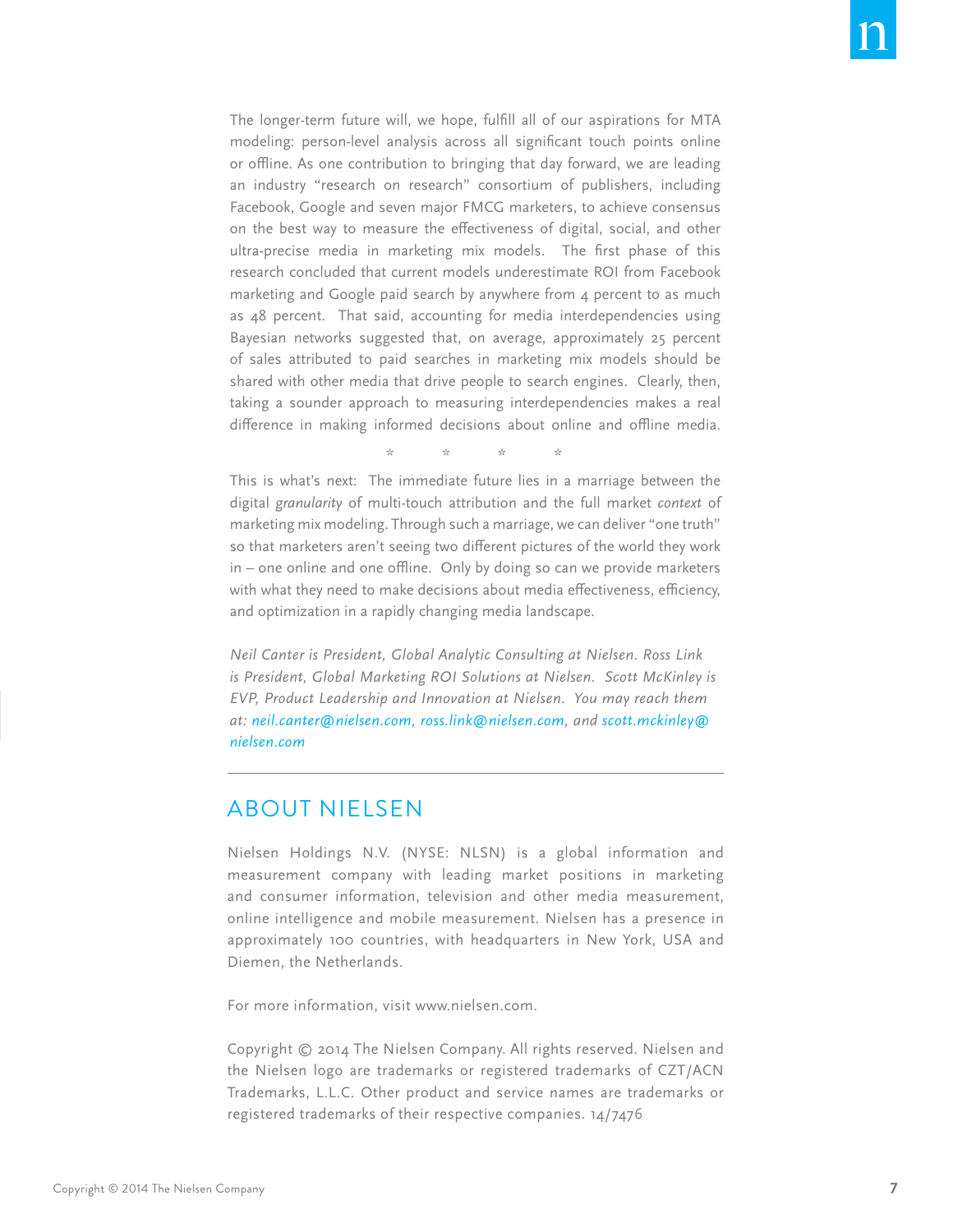The longer-term future will, we hope, fulfill all of our aspirations for MTA modeling: person-level analysis across all significant touch points online or offline. As one contribution to bringing that day forward, we are leading an industry "research on research" consortium of publishers, including Facebook, Google and seven major FMCG marketers, to achieve consensus on the best way to measure the effectiveness of digital, social, and other ultra-precise media in marketing mix models. The first phase of this research concluded that current models underestimate ROI from Facebook marketing and Google paid search by anywhere from 4 percent to as much as 48 percent. That said, accounting for media interdependencies using Bayesian networks suggested that, on average, approximately 25 percent of sales attributed to paid searches in marketing mix models should be shared with other media that drive people to search engines. Clearly, then, taking a sounder approach to measuring interdependencies makes a real difference in making informed decisions about online and offline media.

\* \* \* \*

This is what's next: The immediate future lies in a marriage between the digital *granularity* of multi-touch attribution and the full market *context* of marketing mix modeling. Through such a marriage, we can deliver "one truth" so that marketers aren't seeing two different pictures of the world they work in – one online and one offline. Only by doing so can we provide marketers with what they need to make decisions about media effectiveness, efficiency, and optimization in a rapidly changing media landscape.

*Neil Canter is President, Global Analytic Consulting at Nielsen. Ross Link is President, Global Marketing ROI Solutions at Nielsen. Scott McKinley is EVP, Product Leadership and Innovation at Nielsen. You may reach them at: neil.canter@nielsen.com, ross.link@nielsen.com, and scott.mckinley@nielsen.com*

---

## ABOUT NIELSEN

Nielsen Holdings N.V. (NYSE: NLSN) is a global information and measurement company with leading market positions in marketing and consumer information, television and other media measurement, online intelligence and mobile measurement. Nielsen has a presence in approximately 100 countries, with headquarters in New York, USA and Diemen, the Netherlands.

For more information, visit www.nielsen.com.

Copyright © 2014 The Nielsen Company. All rights reserved. Nielsen and the Nielsen logo are trademarks or registered trademarks of CZT/ACN Trademarks, L.L.C. Other product and service names are trademarks or registered trademarks of their respective companies. 14/7476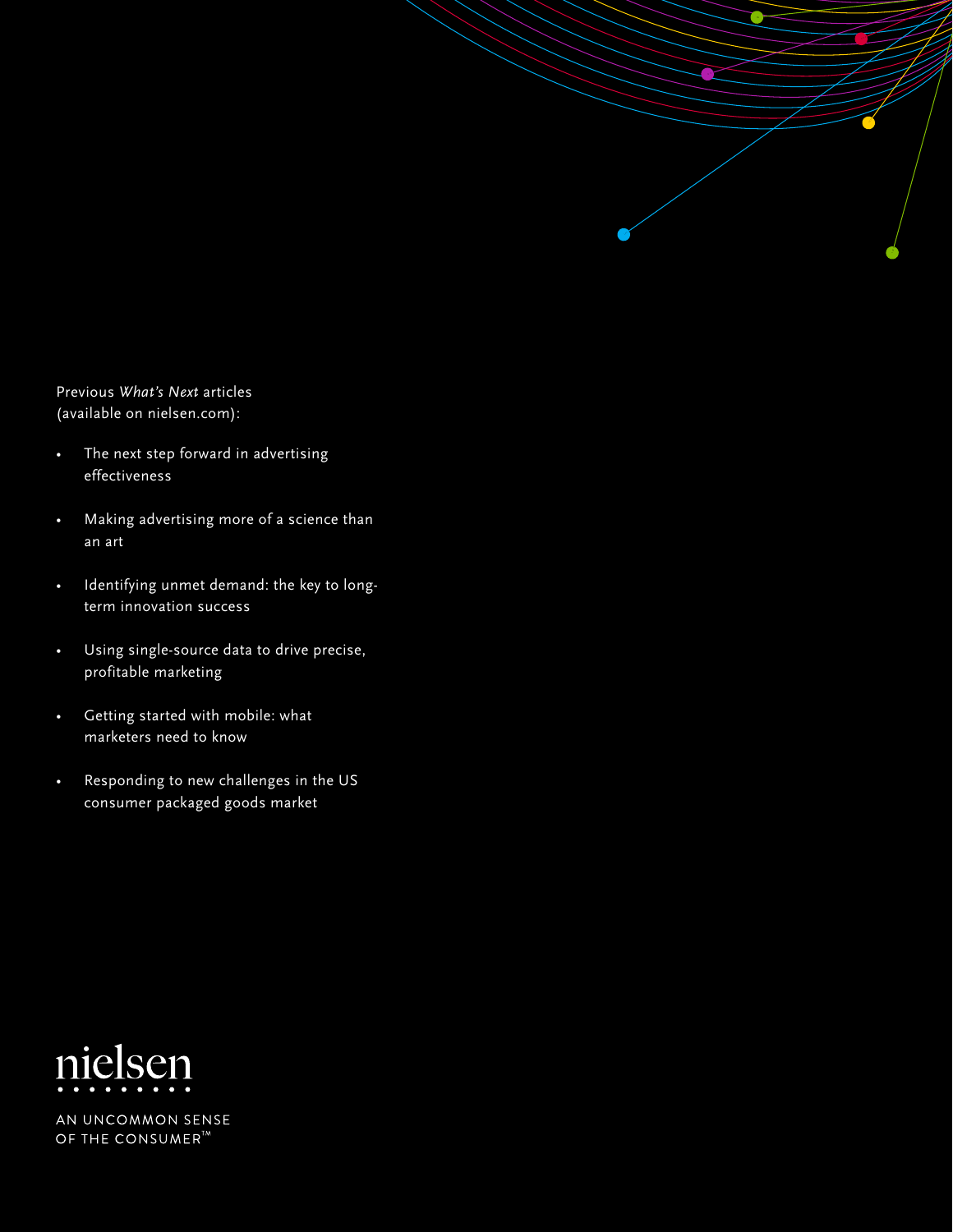Previous *What's Next* articles (available on nielsen.com):

- The next step forward in advertising effectiveness
- Making advertising more of a science than an art
- Identifying unmet demand: the key to long-term innovation success
- Using single-source data to drive precise, profitable marketing
- Getting started with mobile: what marketers need to know
- Responding to new challenges in the US consumer packaged goods market

nielsen

AN UNCOMMON SENSE OF THE CONSUMER™